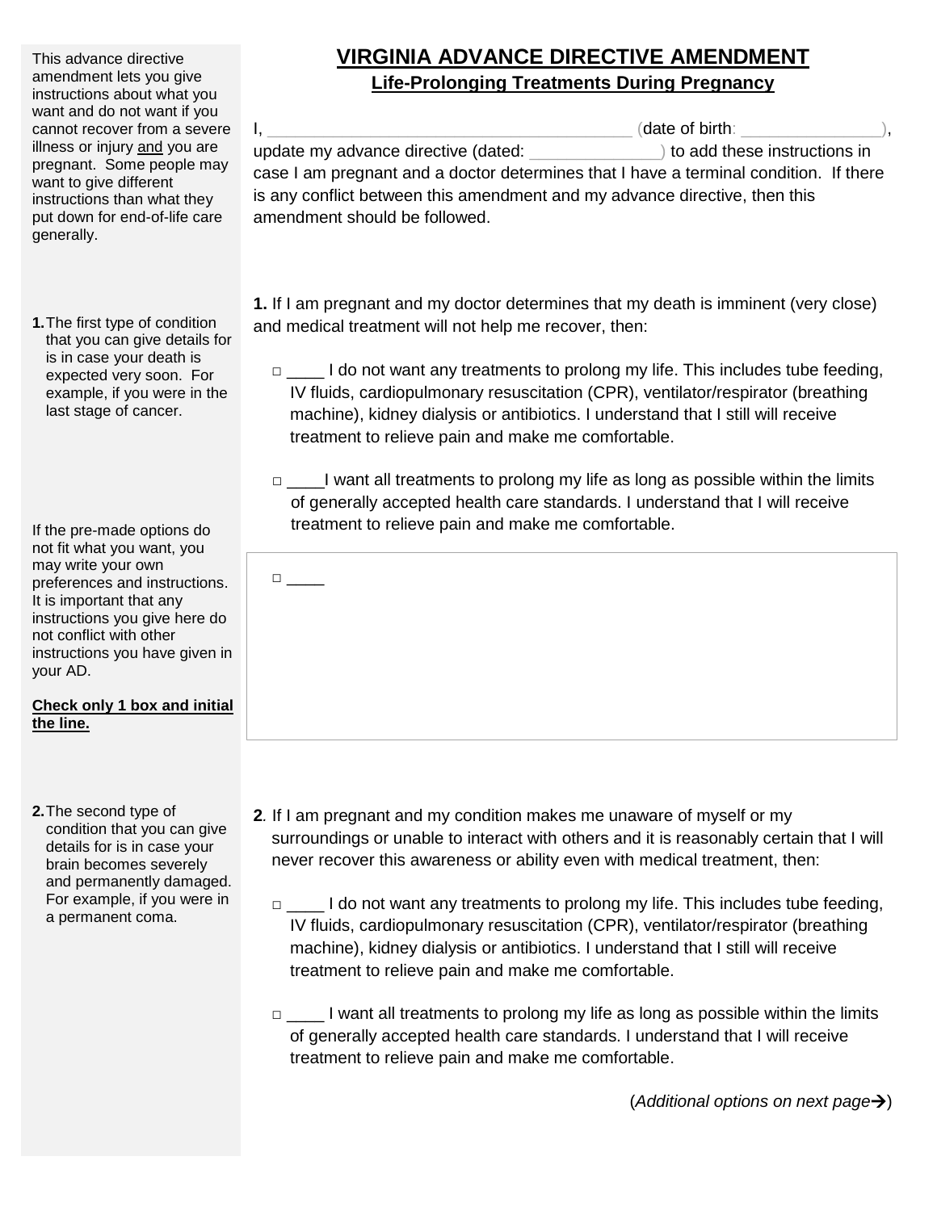# VIRGINIA ADVANCE DIRECTIVE AMENDMENT

## Life-Prolonging Treatments During Pregnancy

This advance directive amendment lets you give instructions about what you want and do not want if you cannot recover from a severe illness or injury and you are pregnant. Some people may want to give different instructions than what they put down for end-of-life care generally.

I, ____________________________________ (date of birth: ______________), update my advance directive (dated: ______________) to add these instructions in case I am pregnant and a doctor determines that I have a terminal condition. If there is any conflict between this amendment and my advance directive, then this amendment should be followed.

**1.** The first type of condition that you can give details for is in case your death is expected very soon. For example, if you were in the last stage of cancer.

**1.** If I am pregnant and my doctor determines that my death is imminent (very close) and medical treatment will not help me recover, then:

□ ____ I do not want any treatments to prolong my life. This includes tube feeding, IV fluids, cardiopulmonary resuscitation (CPR), ventilator/respirator (breathing machine), kidney dialysis or antibiotics. I understand that I still will receive treatment to relieve pain and make me comfortable.

□ ____ I want all treatments to prolong my life as long as possible within the limits of generally accepted health care standards. I understand that I will receive treatment to relieve pain and make me comfortable.

If the pre-made options do not fit what you want, you may write your own preferences and instructions. It is important that any instructions you give here do not conflict with other instructions you have given in your AD.

**Check only 1 box and initial the line.**

□ ____

**2.** The second type of condition that you can give details for is in case your brain becomes severely and permanently damaged. For example, if you were in a permanent coma.

**2**. If I am pregnant and my condition makes me unaware of myself or my surroundings or unable to interact with others and it is reasonably certain that I will never recover this awareness or ability even with medical treatment, then:

□ ____ I do not want any treatments to prolong my life. This includes tube feeding, IV fluids, cardiopulmonary resuscitation (CPR), ventilator/respirator (breathing machine), kidney dialysis or antibiotics. I understand that I still will receive treatment to relieve pain and make me comfortable.

□ ____ I want all treatments to prolong my life as long as possible within the limits of generally accepted health care standards. I understand that I will receive treatment to relieve pain and make me comfortable.

(*Additional options on next page*→)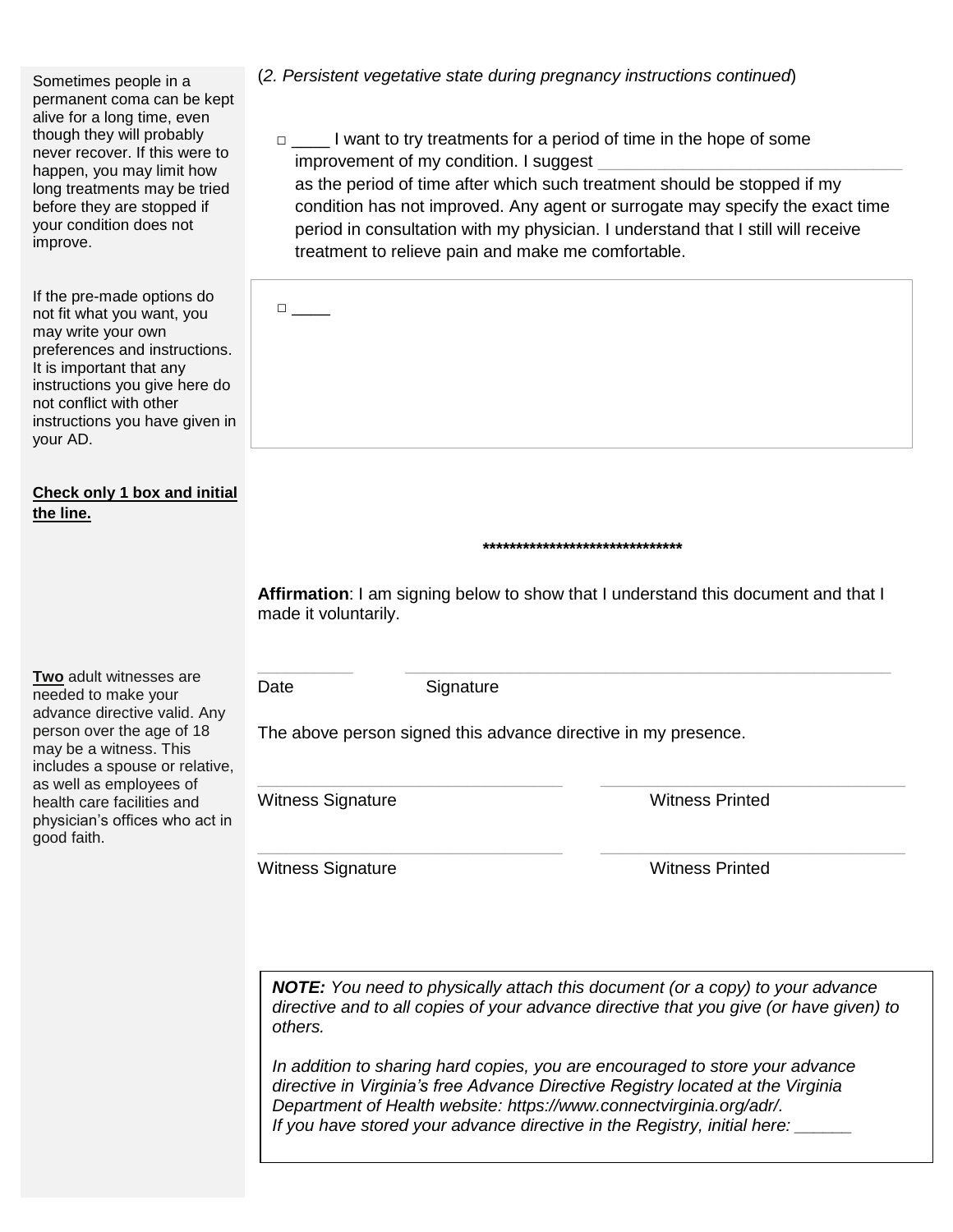Sometimes people in a permanent coma can be kept alive for a long time, even though they will probably never recover. If this were to happen, you may limit how long treatments may be tried before they are stopped if your condition does not improve.

(*2. Persistent vegetative state during pregnancy instructions continued*)

□ ____ I want to try treatments for a period of time in the hope of some improvement of my condition. I suggest ________________________________ as the period of time after which such treatment should be stopped if my condition has not improved. Any agent or surrogate may specify the exact time period in consultation with my physician. I understand that I still will receive treatment to relieve pain and make me comfortable.

If the pre-made options do not fit what you want, you may write your own preferences and instructions. It is important that any instructions you give here do not conflict with other instructions you have given in your AD.

□ ____

**Check only 1 box and initial the line.**

******************************

**Affirmation**: I am signing below to show that I understand this document and that I made it voluntarily.

**Two** adult witnesses are needed to make your advance directive valid. Any person over the age of 18 may be a witness. This includes a spouse or relative, as well as employees of health care facilities and physician's offices who act in good faith.

__________ ______________________________________________

Date Signature

The above person signed this advance directive in my presence.

______________________________ ______________________________

Witness Signature Witness Printed

______________________________ ______________________________

Witness Signature Witness Printed

***NOTE:*** *You need to physically attach this document (or a copy) to your advance directive and to all copies of your advance directive that you give (or have given) to others.*

*In addition to sharing hard copies, you are encouraged to store your advance directive in Virginia's free Advance Directive Registry located at the Virginia Department of Health website: https://www.connectvirginia.org/adr/.*
*If you have stored your advance directive in the Registry, initial here: ______*